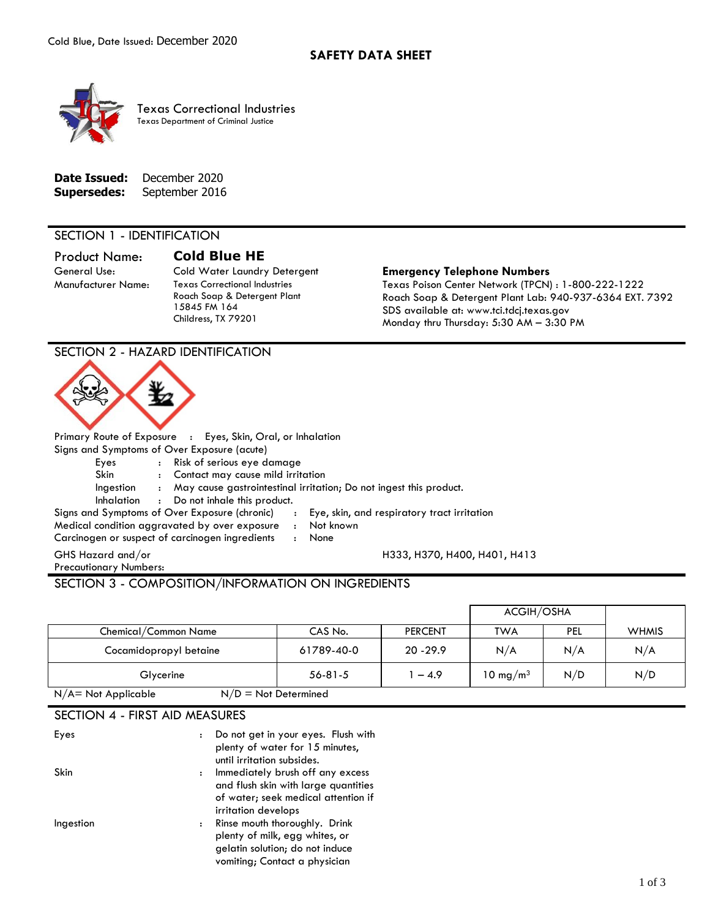# SAFETY DATA SHEET

Texas Correctional Industries
Texas Department of Criminal Justice

**Date Issued:** December 2020
**Supersedes:** September 2016

## SECTION 1 - IDENTIFICATION

**Product Name:** **Cold Blue HE**

General Use: Cold Water Laundry Detergent

Manufacturer Name: Texas Correctional Industries
Roach Soap & Detergent Plant
15845 FM 164
Childress, TX 79201

**Emergency Telephone Numbers**
Texas Poison Center Network (TPCN) : 1-800-222-1222
Roach Soap & Detergent Plant Lab: 940-937-6364 EXT. 7392
SDS available at: www.tci.tdcj.texas.gov
Monday thru Thursday: 5:30 AM – 3:30 PM

## SECTION 2 - HAZARD IDENTIFICATION

Primary Route of Exposure : Eyes, Skin, Oral, or Inhalation

Signs and Symptoms of Over Exposure (acute)

- Eyes : Risk of serious eye damage
- Skin : Contact may cause mild irritation
- Ingestion : May cause gastrointestinal irritation; Do not ingest this product.
- Inhalation : Do not inhale this product.

Signs and Symptoms of Over Exposure (chronic) : Eye, skin, and respiratory tract irritation

Medical condition aggravated by over exposure : Not known

Carcinogen or suspect of carcinogen ingredients : None

GHS Hazard and/or Precautionary Numbers: H333, H370, H400, H401, H413

## SECTION 3 - COMPOSITION/INFORMATION ON INGREDIENTS

| | | | ACGIH/OSHA | | |
|---|---|---|---|---|---|
| Chemical/Common Name | CAS No. | PERCENT | TWA | PEL | WHMIS |
| Cocamidopropyl betaine | 61789-40-0 | 20 -29.9 | N/A | N/A | N/A |
| Glycerine | 56-81-5 | 1 – 4.9 | 10 mg/m$^3$ | N/D | N/D |

N/A= Not Applicable N/D = Not Determined

## SECTION 4 - FIRST AID MEASURES

- Eyes : Do not get in your eyes. Flush with plenty of water for 15 minutes, until irritation subsides.
- Skin : Immediately brush off any excess and flush skin with large quantities of water; seek medical attention if irritation develops
- Ingestion : Rinse mouth thoroughly. Drink plenty of milk, egg whites, or gelatin solution; do not induce vomiting; Contact a physician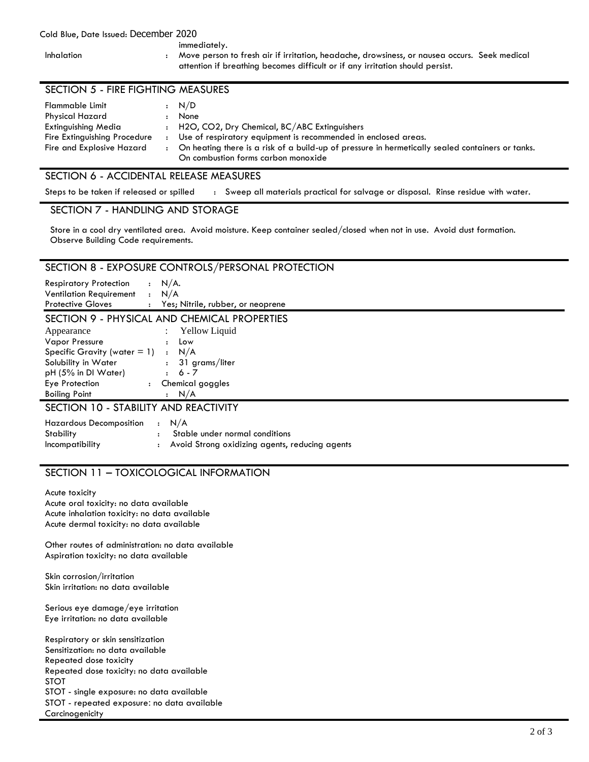immediately.

Inhalation : Move person to fresh air if irritation, headache, drowsiness, or nausea occurs. Seek medical attention if breathing becomes difficult or if any irritation should persist.

## SECTION 5 - FIRE FIGHTING MEASURES

| | | |
|---|---|---|
| Flammable Limit | : | N/D |
| Physical Hazard | : | None |
| Extinguishing Media | : | $H_2O$, $CO_2$, Dry Chemical, BC/ABC Extinguishers |
| Fire Extinguishing Procedure | : | Use of respiratory equipment is recommended in enclosed areas. |
| Fire and Explosive Hazard | : | On heating there is a risk of a build-up of pressure in hermetically sealed containers or tanks. On combustion forms carbon monoxide |

## SECTION 6 - ACCIDENTAL RELEASE MEASURES

Steps to be taken if released or spilled : Sweep all materials practical for salvage or disposal. Rinse residue with water.

## SECTION 7 - HANDLING AND STORAGE

Store in a cool dry ventilated area. Avoid moisture. Keep container sealed/closed when not in use. Avoid dust formation. Observe Building Code requirements.

## SECTION 8 - EXPOSURE CONTROLS/PERSONAL PROTECTION

| | | |
|---|---|---|
| Respiratory Protection | : | N/A. |
| Ventilation Requirement | : | N/A |
| Protective Gloves | : | Yes; Nitrile, rubber, or neoprene |

## SECTION 9 - PHYSICAL AND CHEMICAL PROPERTIES

| | | |
|---|---|---|
| Appearance | : | Yellow Liquid |
| Vapor Pressure | : | Low |
| Specific Gravity (water = 1) | : | N/A |
| Solubility in Water | : | 31 grams/liter |
| pH (5% in DI Water) | : | 6 - 7 |
| Eye Protection | : | Chemical goggles |
| Boiling Point | : | N/A |

## SECTION 10 - STABILITY AND REACTIVITY

| | | |
|---|---|---|
| Hazardous Decomposition | : | N/A |
| Stability | : | Stable under normal conditions |
| Incompatibility | : | Avoid Strong oxidizing agents, reducing agents |

## SECTION 11 – TOXICOLOGICAL INFORMATION

Acute toxicity
Acute oral toxicity: no data available
Acute inhalation toxicity: no data available
Acute dermal toxicity: no data available

Other routes of administration: no data available
Aspiration toxicity: no data available

Skin corrosion/irritation
Skin irritation: no data available

Serious eye damage/eye irritation
Eye irritation: no data available

Respiratory or skin sensitization
Sensitization: no data available
Repeated dose toxicity
Repeated dose toxicity: no data available
STOT
STOT - single exposure: no data available
STOT - repeated exposure: no data available
Carcinogenicity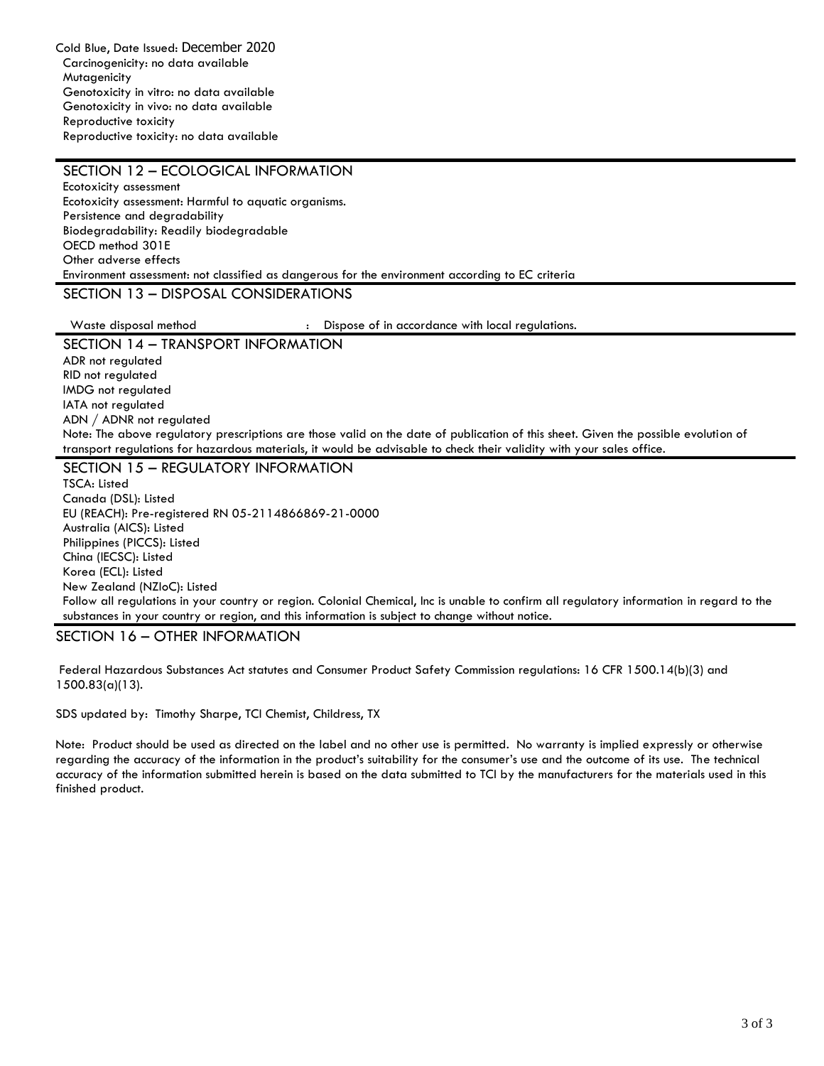Cold Blue, Date Issued: December 2020

Carcinogenicity: no data available
Mutagenicity
Genotoxicity in vitro: no data available
Genotoxicity in vivo: no data available
Reproductive toxicity
Reproductive toxicity: no data available

## SECTION 12 – ECOLOGICAL INFORMATION

Ecotoxicity assessment
Ecotoxicity assessment: Harmful to aquatic organisms.
Persistence and degradability
Biodegradability: Readily biodegradable
OECD method 301E
Other adverse effects
Environment assessment: not classified as dangerous for the environment according to EC criteria

## SECTION 13 – DISPOSAL CONSIDERATIONS

Waste disposal method : Dispose of in accordance with local regulations.

## SECTION 14 – TRANSPORT INFORMATION

ADR not regulated
RID not regulated
IMDG not regulated
IATA not regulated
ADN / ADNR not regulated
Note: The above regulatory prescriptions are those valid on the date of publication of this sheet. Given the possible evolution of transport regulations for hazardous materials, it would be advisable to check their validity with your sales office.

## SECTION 15 – REGULATORY INFORMATION

TSCA: Listed
Canada (DSL): Listed
EU (REACH): Pre-registered RN 05-2114866869-21-0000
Australia (AICS): Listed
Philippines (PICCS): Listed
China (IECSC): Listed
Korea (ECL): Listed
New Zealand (NZIoC): Listed
Follow all regulations in your country or region. Colonial Chemical, Inc is unable to confirm all regulatory information in regard to the substances in your country or region, and this information is subject to change without notice.

## SECTION 16 – OTHER INFORMATION

Federal Hazardous Substances Act statutes and Consumer Product Safety Commission regulations: 16 CFR 1500.14(b)(3) and 1500.83(a)(13).

SDS updated by: Timothy Sharpe, TCI Chemist, Childress, TX

Note: Product should be used as directed on the label and no other use is permitted. No warranty is implied expressly or otherwise regarding the accuracy of the information in the product's suitability for the consumer's use and the outcome of its use. The technical accuracy of the information submitted herein is based on the data submitted to TCI by the manufacturers for the materials used in this finished product.